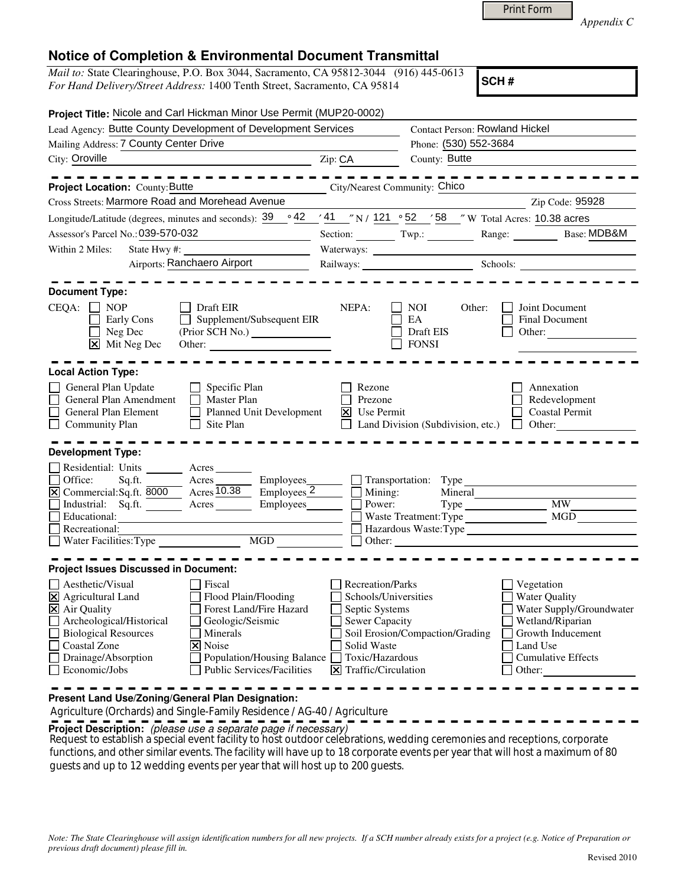Print Form

*Appendix C*

# Notice of Completion & Environmental Document Transmittal

*Mail to:* State Clearinghouse, P.O. Box 3044, Sacramento, CA 95812-3044 (916) 445-0613
*For Hand Delivery/Street Address:* 1400 Tenth Street, Sacramento, CA 95814

**SCH #**

**Project Title:** Nicole and Carl Hickman Minor Use Permit (MUP20-0002)

Lead Agency: Butte County Development of Development Services
Contact Person: Rowland Hickel
Mailing Address: 7 County Center Drive
Phone: (530) 552-3684
City: Oroville
Zip: CA
County: Butte

**Project Location:** County: Butte
City/Nearest Community: Chico
Cross Streets: Marmore Road and Morehead Avenue
Zip Code: 95928
Longitude/Latitude (degrees, minutes and seconds): 39 ° 42 ′ 41 ″ N / 121 ° 52 ′ 58 ″ W
Total Acres: 10.38 acres
Assessor's Parcel No.: 039-570-032
Section: Twp.: Range: Base: MDB&M
Within 2 Miles: State Hwy #: Waterways:
Airports: Ranchaero Airport
Railways: Schools:

## Document Type:

CEQA:
- ☐ NOP
- ☐ Early Cons
- ☐ Neg Dec
- ☒ Mit Neg Dec
- ☐ Draft EIR
- ☐ Supplement/Subsequent EIR (Prior SCH No.)
- Other:

NEPA:
- ☐ NOI
- ☐ EA
- ☐ Draft EIS
- ☐ FONSI

Other:
- ☐ Joint Document
- ☐ Final Document
- ☐ Other:

## Local Action Type:

- ☐ General Plan Update
- ☐ General Plan Amendment
- ☐ General Plan Element
- ☐ Community Plan
- ☐ Specific Plan
- ☐ Master Plan
- ☐ Planned Unit Development
- ☐ Site Plan
- ☐ Rezone
- ☐ Prezone
- ☒ Use Permit
- ☐ Land Division (Subdivision, etc.)
- ☐ Annexation
- ☐ Redevelopment
- ☐ Coastal Permit
- ☐ Other:

## Development Type:

- ☐ Residential: Units Acres
- ☐ Office: Sq.ft. Acres Employees
- ☒ Commercial: Sq.ft. 8000 Acres 10.38 Employees 2
- ☐ Industrial: Sq.ft. Acres Employees
- ☐ Educational:
- ☐ Recreational:
- ☐ Water Facilities: Type MGD
- ☐ Transportation: Type
- ☐ Mining: Mineral
- ☐ Power: Type MW
- ☐ Waste Treatment: Type MGD
- ☐ Hazardous Waste: Type
- ☐ Other:

## Project Issues Discussed in Document:

- ☐ Aesthetic/Visual
- ☒ Agricultural Land
- ☒ Air Quality
- ☐ Archeological/Historical
- ☐ Biological Resources
- ☐ Coastal Zone
- ☐ Drainage/Absorption
- ☐ Economic/Jobs
- ☐ Fiscal
- ☐ Flood Plain/Flooding
- ☐ Forest Land/Fire Hazard
- ☐ Geologic/Seismic
- ☐ Minerals
- ☒ Noise
- ☐ Population/Housing Balance
- ☐ Public Services/Facilities
- ☐ Recreation/Parks
- ☐ Schools/Universities
- ☐ Septic Systems
- ☐ Sewer Capacity
- ☐ Soil Erosion/Compaction/Grading
- ☐ Solid Waste
- ☐ Toxic/Hazardous
- ☒ Traffic/Circulation
- ☐ Vegetation
- ☐ Water Quality
- ☐ Water Supply/Groundwater
- ☐ Wetland/Riparian
- ☐ Growth Inducement
- ☐ Land Use
- ☐ Cumulative Effects
- ☐ Other:

**Present Land Use/Zoning/General Plan Designation:**
Agriculture (Orchards) and Single-Family Residence / AG-40 / Agriculture

**Project Description:** *(please use a separate page if necessary)*
Request to establish a special event facility to host outdoor celebrations, wedding ceremonies and receptions, corporate functions, and other similar events. The facility will have up to 18 corporate events per year that will host a maximum of 80 guests and up to 12 wedding events per year that will host up to 200 guests.

*Note: The State Clearinghouse will assign identification numbers for all new projects. If a SCH number already exists for a project (e.g. Notice of Preparation or previous draft document) please fill in.*

Revised 2010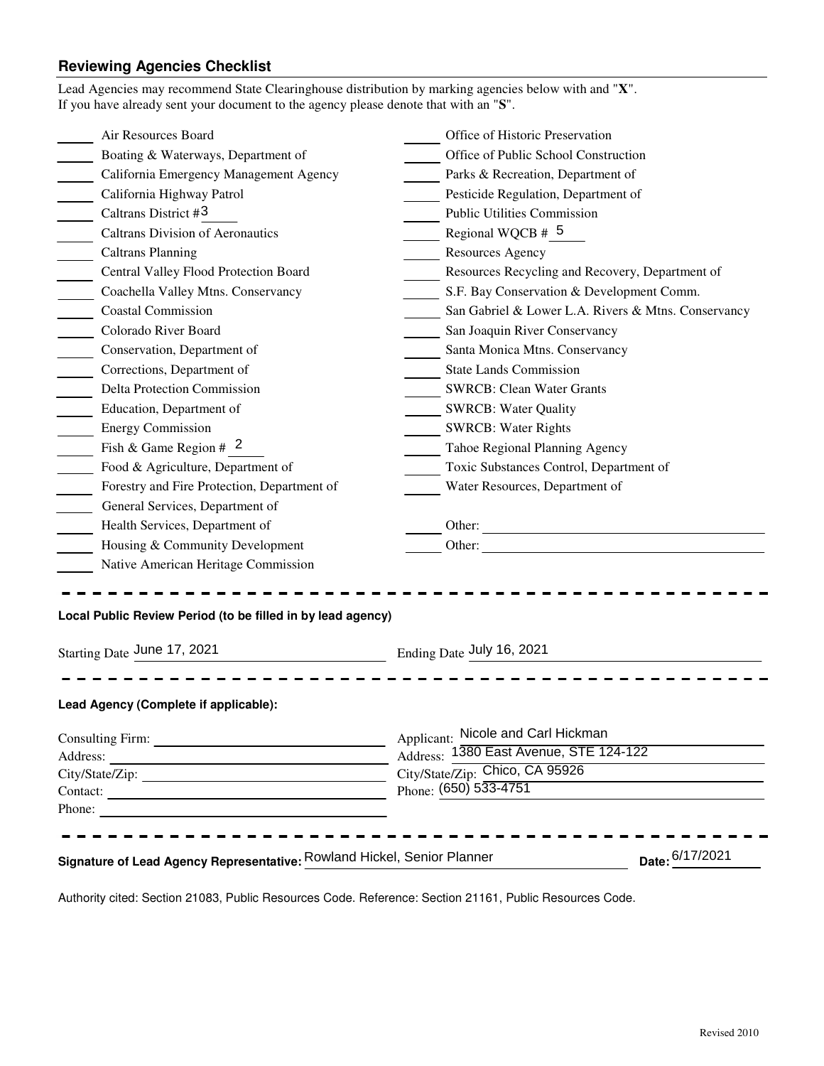## Reviewing Agencies Checklist

Lead Agencies may recommend State Clearinghouse distribution by marking agencies below with and "**X**".
If you have already sent your document to the agency please denote that with an "**S**".

| | |
|---|---|
| ____ Air Resources Board | ____ Office of Historic Preservation |
| ____ Boating & Waterways, Department of | ____ Office of Public School Construction |
| ____ California Emergency Management Agency | ____ Parks & Recreation, Department of |
| ____ California Highway Patrol | ____ Pesticide Regulation, Department of |
| ____ Caltrans District # 3 | ____ Public Utilities Commission |
| ____ Caltrans Division of Aeronautics | ____ Regional WQCB # 5 |
| ____ Caltrans Planning | ____ Resources Agency |
| ____ Central Valley Flood Protection Board | ____ Resources Recycling and Recovery, Department of |
| ____ Coachella Valley Mtns. Conservancy | ____ S.F. Bay Conservation & Development Comm. |
| ____ Coastal Commission | ____ San Gabriel & Lower L.A. Rivers & Mtns. Conservancy |
| ____ Colorado River Board | ____ San Joaquin River Conservancy |
| ____ Conservation, Department of | ____ Santa Monica Mtns. Conservancy |
| ____ Corrections, Department of | ____ State Lands Commission |
| ____ Delta Protection Commission | ____ SWRCB: Clean Water Grants |
| ____ Education, Department of | ____ SWRCB: Water Quality |
| ____ Energy Commission | ____ SWRCB: Water Rights |
| ____ Fish & Game Region # 2 | ____ Tahoe Regional Planning Agency |
| ____ Food & Agriculture, Department of | ____ Toxic Substances Control, Department of |
| ____ Forestry and Fire Protection, Department of | ____ Water Resources, Department of |
| ____ General Services, Department of | |
| ____ Health Services, Department of | ____ Other: ____________ |
| ____ Housing & Community Development | ____ Other: ____________ |
| ____ Native American Heritage Commission | |

---

**Local Public Review Period (to be filled in by lead agency)**

Starting Date June 17, 2021 Ending Date July 16, 2021

---

**Lead Agency (Complete if applicable):**

| | |
|---|---|
| Consulting Firm: | Applicant: Nicole and Carl Hickman |
| Address: | Address: 1380 East Avenue, STE 124-122 |
| City/State/Zip: | City/State/Zip: Chico, CA 95926 |
| Contact: | Phone: (650) 533-4751 |
| Phone: | |

---

**Signature of Lead Agency Representative:** Rowland Hickel, Senior Planner **Date:** 6/17/2021

Authority cited: Section 21083, Public Resources Code. Reference: Section 21161, Public Resources Code.

Revised 2010